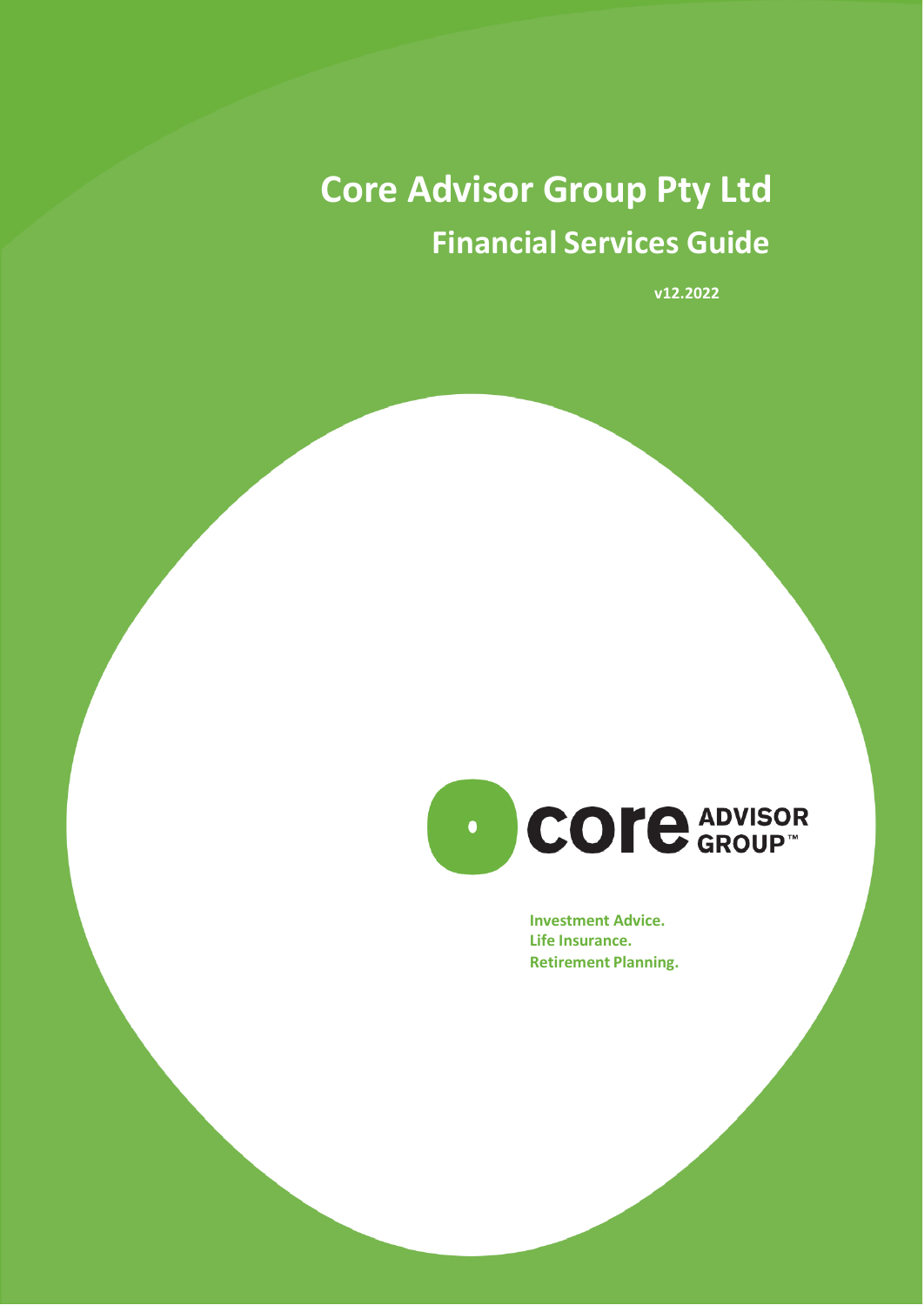# Core Advisor Group Pty Ltd

## Financial Services Guide

v12.2022

core ADVISOR GROUP™

**Investment Advice.**
**Life Insurance.**
**Retirement Planning.**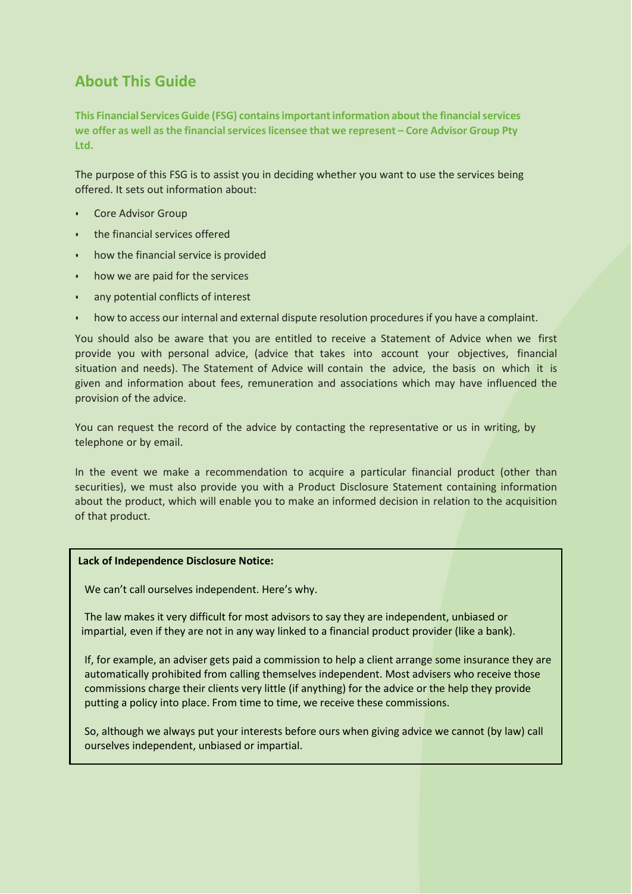## About This Guide

**This Financial Services Guide (FSG) contains important information about the financial services we offer as well as the financial services licensee that we represent – Core Advisor Group Pty Ltd.**

The purpose of this FSG is to assist you in deciding whether you want to use the services being offered. It sets out information about:

- Core Advisor Group
- the financial services offered
- how the financial service is provided
- how we are paid for the services
- any potential conflicts of interest
- how to access our internal and external dispute resolution procedures if you have a complaint.

You should also be aware that you are entitled to receive a Statement of Advice when we first provide you with personal advice, (advice that takes into account your objectives, financial situation and needs). The Statement of Advice will contain the advice, the basis on which it is given and information about fees, remuneration and associations which may have influenced the provision of the advice.

You can request the record of the advice by contacting the representative or us in writing, by telephone or by email.

In the event we make a recommendation to acquire a particular financial product (other than securities), we must also provide you with a Product Disclosure Statement containing information about the product, which will enable you to make an informed decision in relation to the acquisition of that product.

**Lack of Independence Disclosure Notice:**

We can't call ourselves independent. Here's why.

The law makes it very difficult for most advisors to say they are independent, unbiased or impartial, even if they are not in any way linked to a financial product provider (like a bank).

If, for example, an adviser gets paid a commission to help a client arrange some insurance they are automatically prohibited from calling themselves independent. Most advisers who receive those commissions charge their clients very little (if anything) for the advice or the help they provide putting a policy into place. From time to time, we receive these commissions.

So, although we always put your interests before ours when giving advice we cannot (by law) call ourselves independent, unbiased or impartial.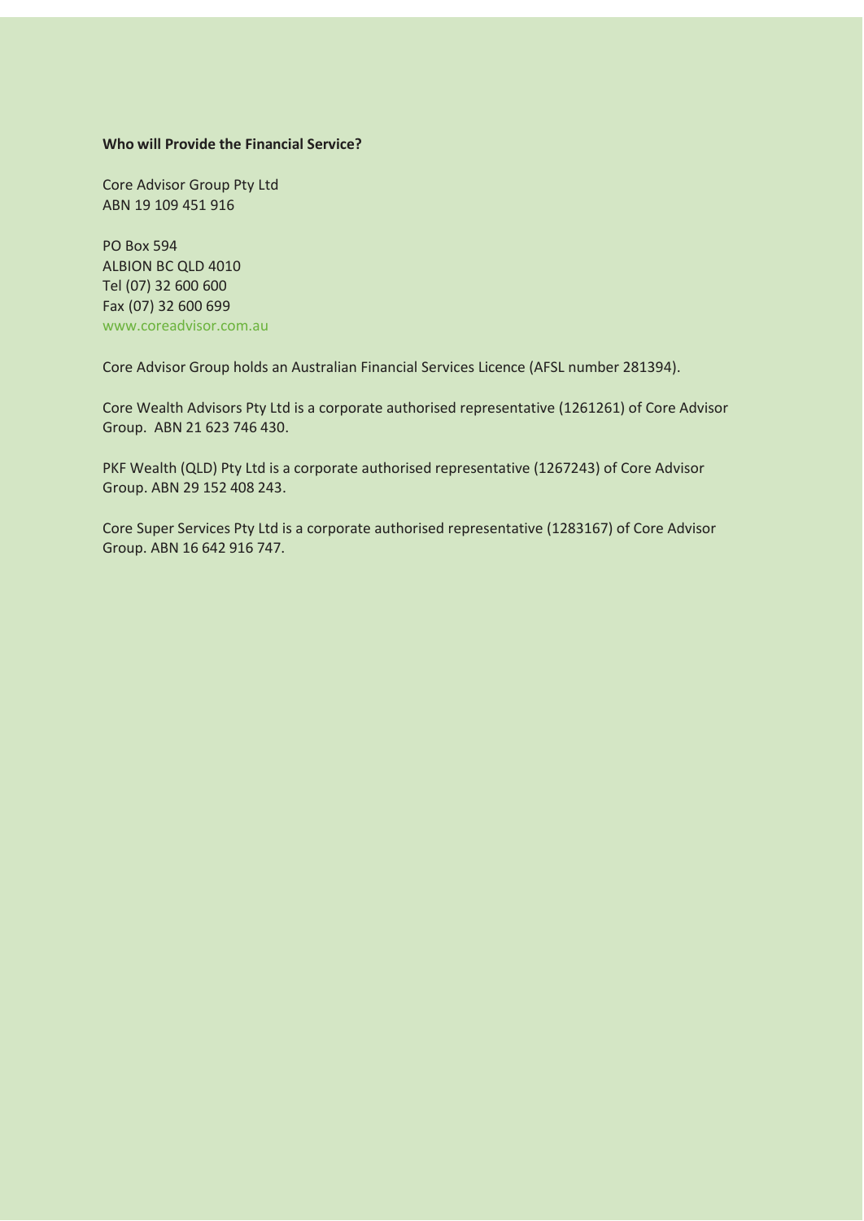**Who will Provide the Financial Service?**

Core Advisor Group Pty Ltd
ABN 19 109 451 916

PO Box 594
ALBION BC QLD 4010
Tel (07) 32 600 600
Fax (07) 32 600 699
www.coreadvisor.com.au

Core Advisor Group holds an Australian Financial Services Licence (AFSL number 281394).

Core Wealth Advisors Pty Ltd is a corporate authorised representative (1261261) of Core Advisor Group. ABN 21 623 746 430.

PKF Wealth (QLD) Pty Ltd is a corporate authorised representative (1267243) of Core Advisor Group. ABN 29 152 408 243.

Core Super Services Pty Ltd is a corporate authorised representative (1283167) of Core Advisor Group. ABN 16 642 916 747.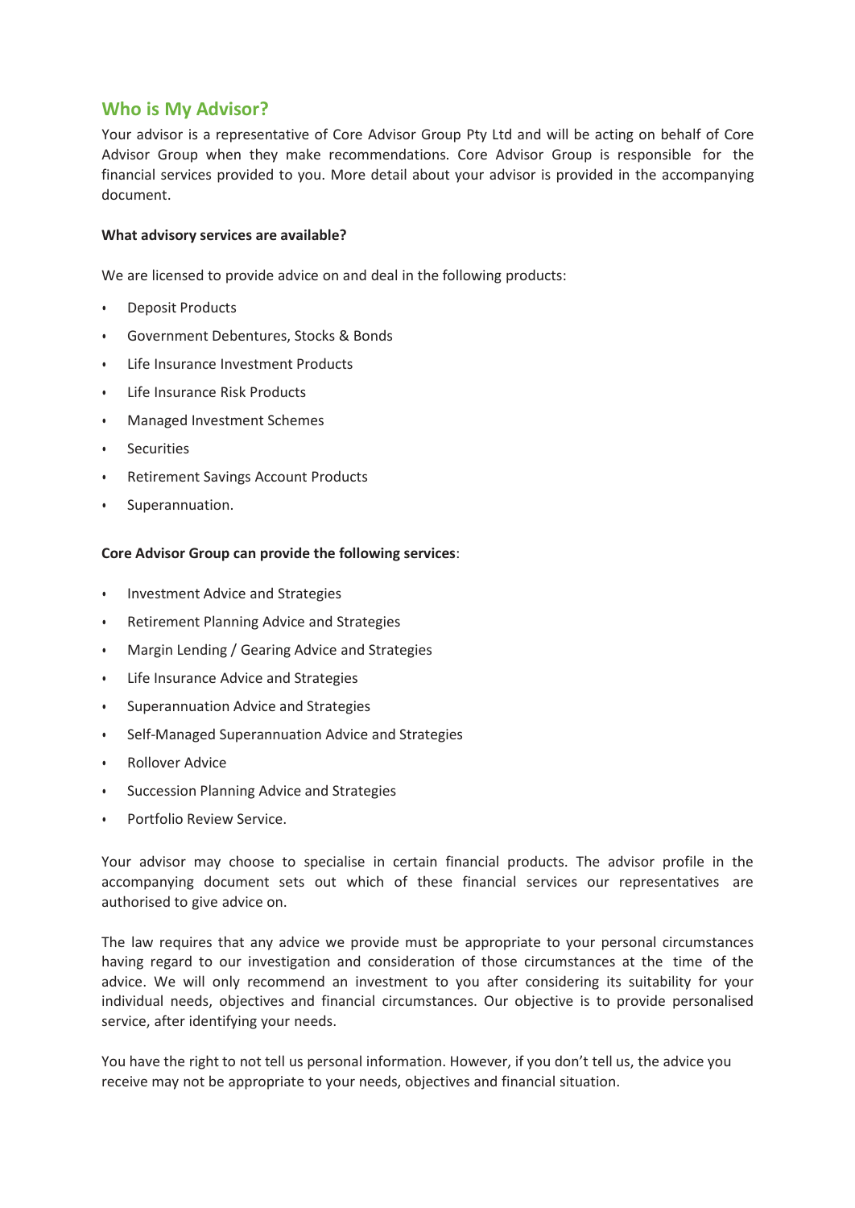## Who is My Advisor?

Your advisor is a representative of Core Advisor Group Pty Ltd and will be acting on behalf of Core Advisor Group when they make recommendations. Core Advisor Group is responsible for the financial services provided to you. More detail about your advisor is provided in the accompanying document.

**What advisory services are available?**

We are licensed to provide advice on and deal in the following products:

- Deposit Products
- Government Debentures, Stocks & Bonds
- Life Insurance Investment Products
- Life Insurance Risk Products
- Managed Investment Schemes
- Securities
- Retirement Savings Account Products
- Superannuation.

**Core Advisor Group can provide the following services**:

- Investment Advice and Strategies
- Retirement Planning Advice and Strategies
- Margin Lending / Gearing Advice and Strategies
- Life Insurance Advice and Strategies
- Superannuation Advice and Strategies
- Self-Managed Superannuation Advice and Strategies
- Rollover Advice
- Succession Planning Advice and Strategies
- Portfolio Review Service.

Your advisor may choose to specialise in certain financial products. The advisor profile in the accompanying document sets out which of these financial services our representatives are authorised to give advice on.

The law requires that any advice we provide must be appropriate to your personal circumstances having regard to our investigation and consideration of those circumstances at the time of the advice. We will only recommend an investment to you after considering its suitability for your individual needs, objectives and financial circumstances. Our objective is to provide personalised service, after identifying your needs.

You have the right to not tell us personal information. However, if you don't tell us, the advice you receive may not be appropriate to your needs, objectives and financial situation.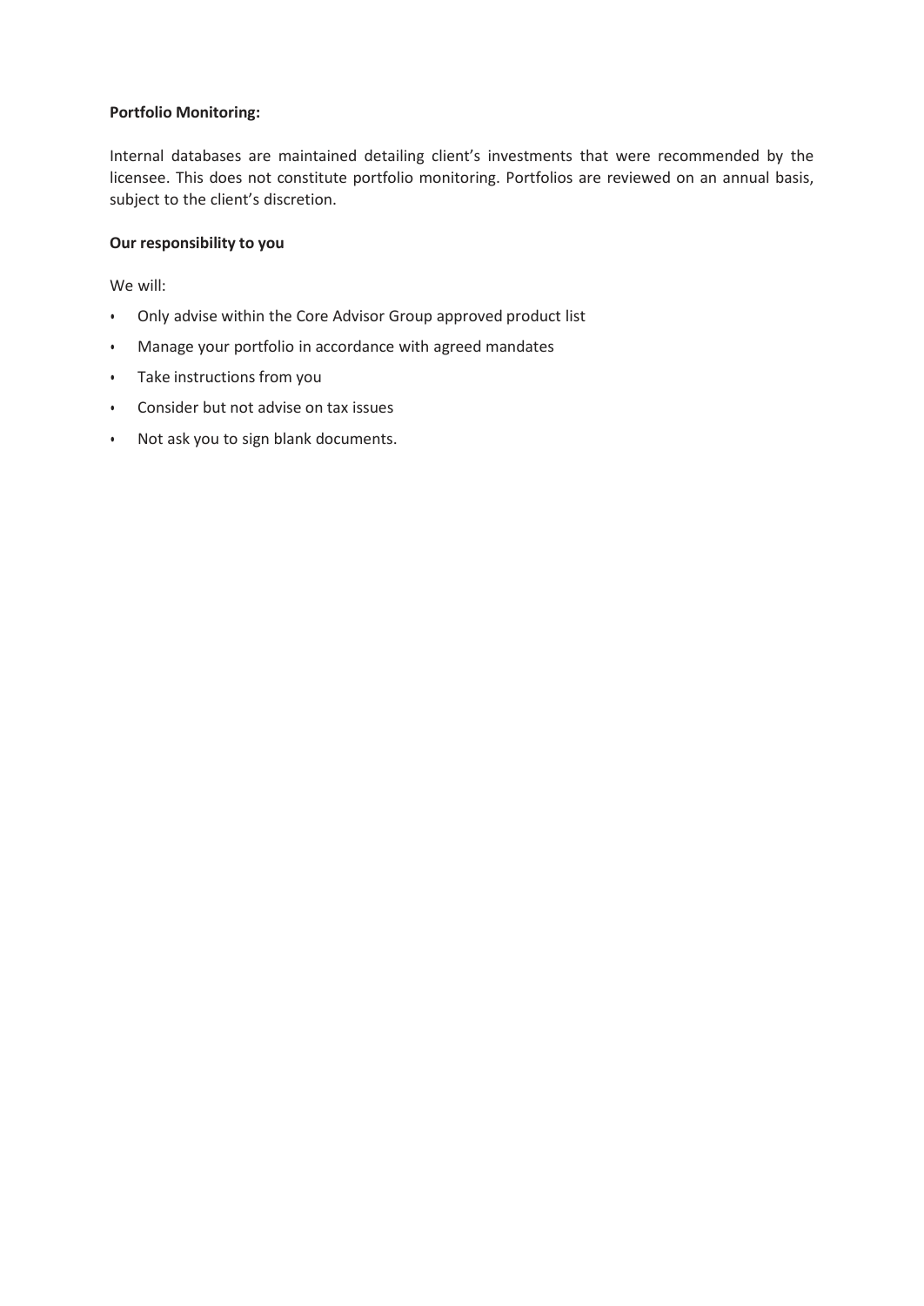**Portfolio Monitoring:**

Internal databases are maintained detailing client's investments that were recommended by the licensee. This does not constitute portfolio monitoring. Portfolios are reviewed on an annual basis, subject to the client's discretion.

**Our responsibility to you**

We will:

- Only advise within the Core Advisor Group approved product list
- Manage your portfolio in accordance with agreed mandates
- Take instructions from you
- Consider but not advise on tax issues
- Not ask you to sign blank documents.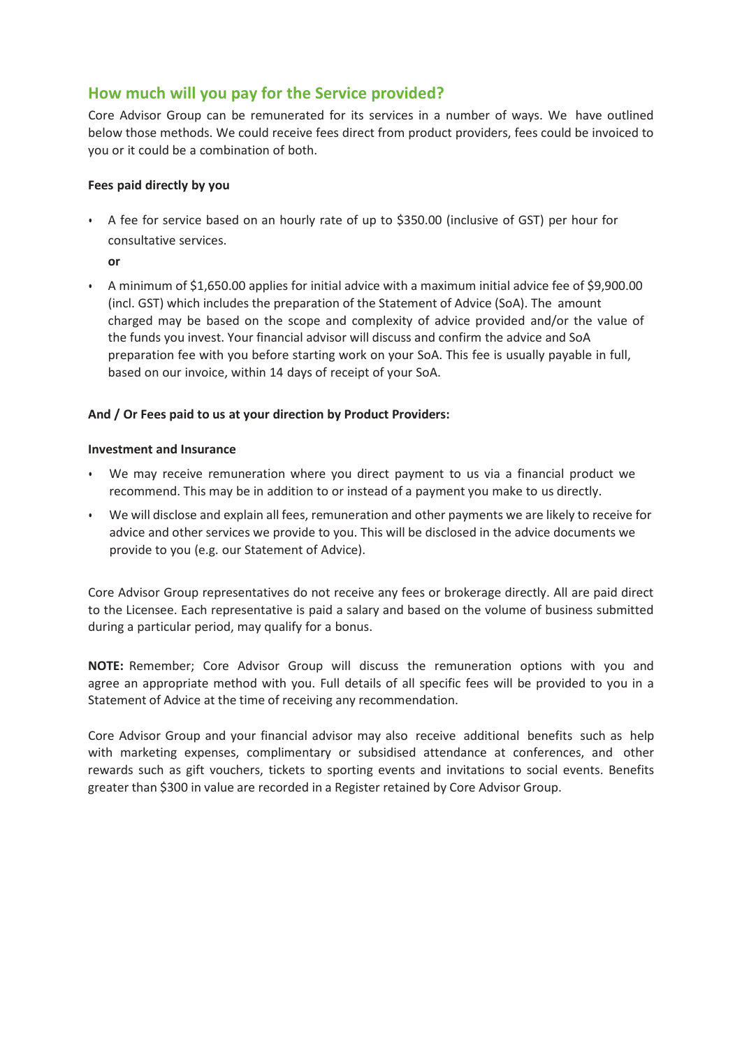## How much will you pay for the Service provided?

Core Advisor Group can be remunerated for its services in a number of ways. We have outlined below those methods. We could receive fees direct from product providers, fees could be invoiced to you or it could be a combination of both.

**Fees paid directly by you**

- A fee for service based on an hourly rate of up to $350.00 (inclusive of GST) per hour for consultative services.

  **or**

- A minimum of $1,650.00 applies for initial advice with a maximum initial advice fee of $9,900.00 (incl. GST) which includes the preparation of the Statement of Advice (SoA). The amount charged may be based on the scope and complexity of advice provided and/or the value of the funds you invest. Your financial advisor will discuss and confirm the advice and SoA preparation fee with you before starting work on your SoA. This fee is usually payable in full, based on our invoice, within 14 days of receipt of your SoA.

**And / Or Fees paid to us at your direction by Product Providers:**

**Investment and Insurance**

- We may receive remuneration where you direct payment to us via a financial product we recommend. This may be in addition to or instead of a payment you make to us directly.
- We will disclose and explain all fees, remuneration and other payments we are likely to receive for advice and other services we provide to you. This will be disclosed in the advice documents we provide to you (e.g. our Statement of Advice).

Core Advisor Group representatives do not receive any fees or brokerage directly. All are paid direct to the Licensee. Each representative is paid a salary and based on the volume of business submitted during a particular period, may qualify for a bonus.

**NOTE:** Remember; Core Advisor Group will discuss the remuneration options with you and agree an appropriate method with you. Full details of all specific fees will be provided to you in a Statement of Advice at the time of receiving any recommendation.

Core Advisor Group and your financial advisor may also receive additional benefits such as help with marketing expenses, complimentary or subsidised attendance at conferences, and other rewards such as gift vouchers, tickets to sporting events and invitations to social events. Benefits greater than $300 in value are recorded in a Register retained by Core Advisor Group.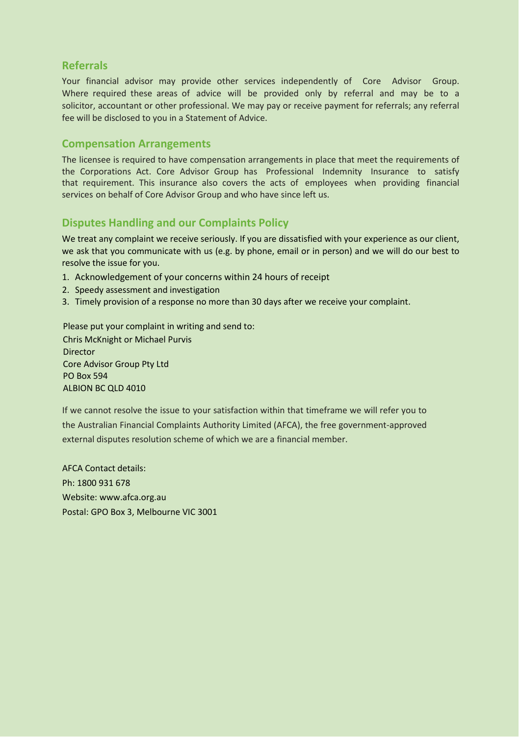## Referrals

Your financial advisor may provide other services independently of Core Advisor Group. Where required these areas of advice will be provided only by referral and may be to a solicitor, accountant or other professional. We may pay or receive payment for referrals; any referral fee will be disclosed to you in a Statement of Advice.

## Compensation Arrangements

The licensee is required to have compensation arrangements in place that meet the requirements of the Corporations Act. Core Advisor Group has Professional Indemnity Insurance to satisfy that requirement. This insurance also covers the acts of employees when providing financial services on behalf of Core Advisor Group and who have since left us.

## Disputes Handling and our Complaints Policy

We treat any complaint we receive seriously. If you are dissatisfied with your experience as our client, we ask that you communicate with us (e.g. by phone, email or in person) and we will do our best to resolve the issue for you.

1. Acknowledgement of your concerns within 24 hours of receipt
2. Speedy assessment and investigation
3. Timely provision of a response no more than 30 days after we receive your complaint.

Please put your complaint in writing and send to:
Chris McKnight or Michael Purvis
Director
Core Advisor Group Pty Ltd
PO Box 594
ALBION BC QLD 4010

If we cannot resolve the issue to your satisfaction within that timeframe we will refer you to the Australian Financial Complaints Authority Limited (AFCA), the free government-approved external disputes resolution scheme of which we are a financial member.

AFCA Contact details:
Ph: 1800 931 678
Website: www.afca.org.au
Postal: GPO Box 3, Melbourne VIC 3001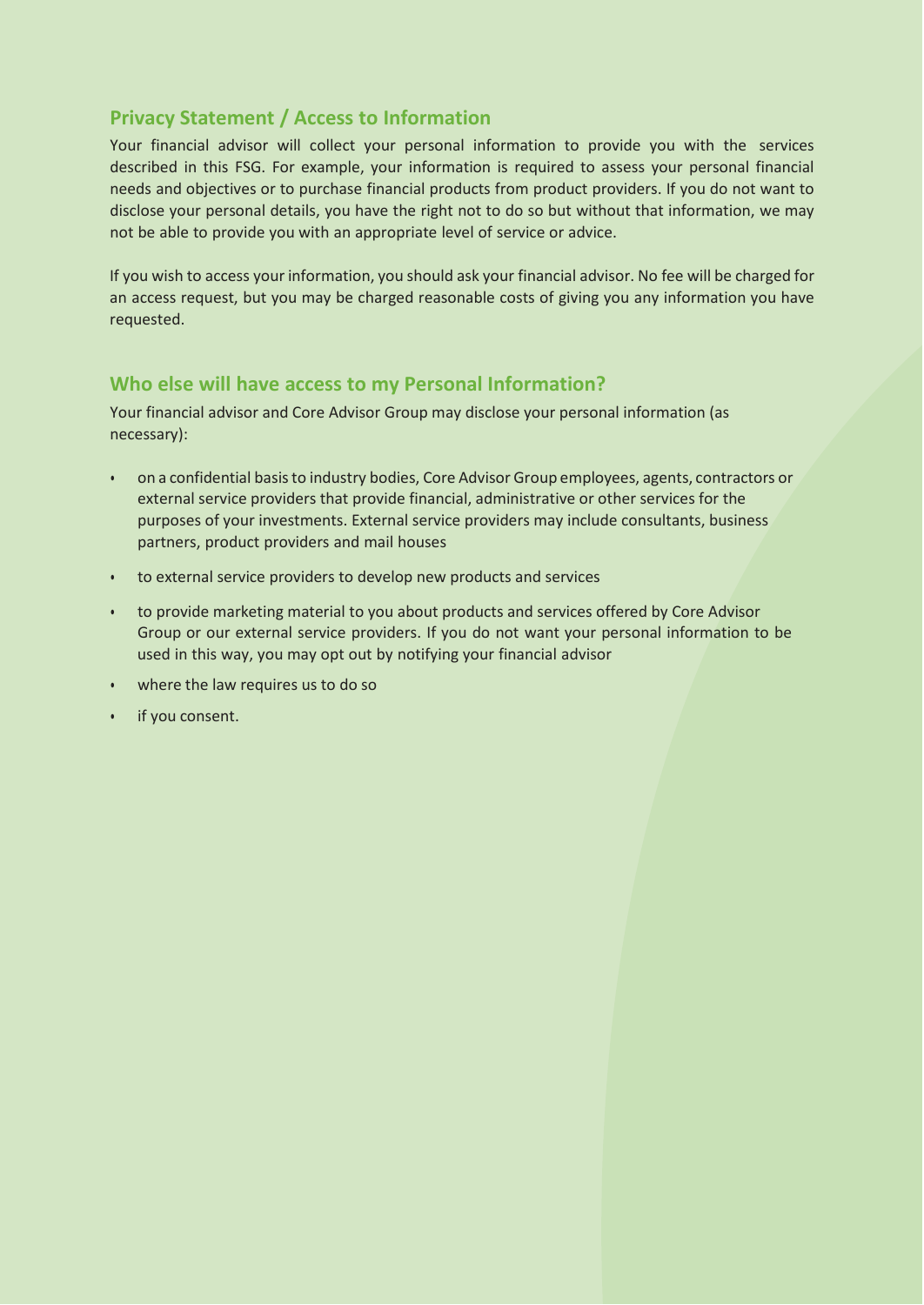## Privacy Statement / Access to Information

Your financial advisor will collect your personal information to provide you with the services described in this FSG. For example, your information is required to assess your personal financial needs and objectives or to purchase financial products from product providers. If you do not want to disclose your personal details, you have the right not to do so but without that information, we may not be able to provide you with an appropriate level of service or advice.

If you wish to access your information, you should ask your financial advisor. No fee will be charged for an access request, but you may be charged reasonable costs of giving you any information you have requested.

## Who else will have access to my Personal Information?

Your financial advisor and Core Advisor Group may disclose your personal information (as necessary):

- on a confidential basis to industry bodies, Core Advisor Group employees, agents, contractors or external service providers that provide financial, administrative or other services for the purposes of your investments. External service providers may include consultants, business partners, product providers and mail houses
- to external service providers to develop new products and services
- to provide marketing material to you about products and services offered by Core Advisor Group or our external service providers. If you do not want your personal information to be used in this way, you may opt out by notifying your financial advisor
- where the law requires us to do so
- if you consent.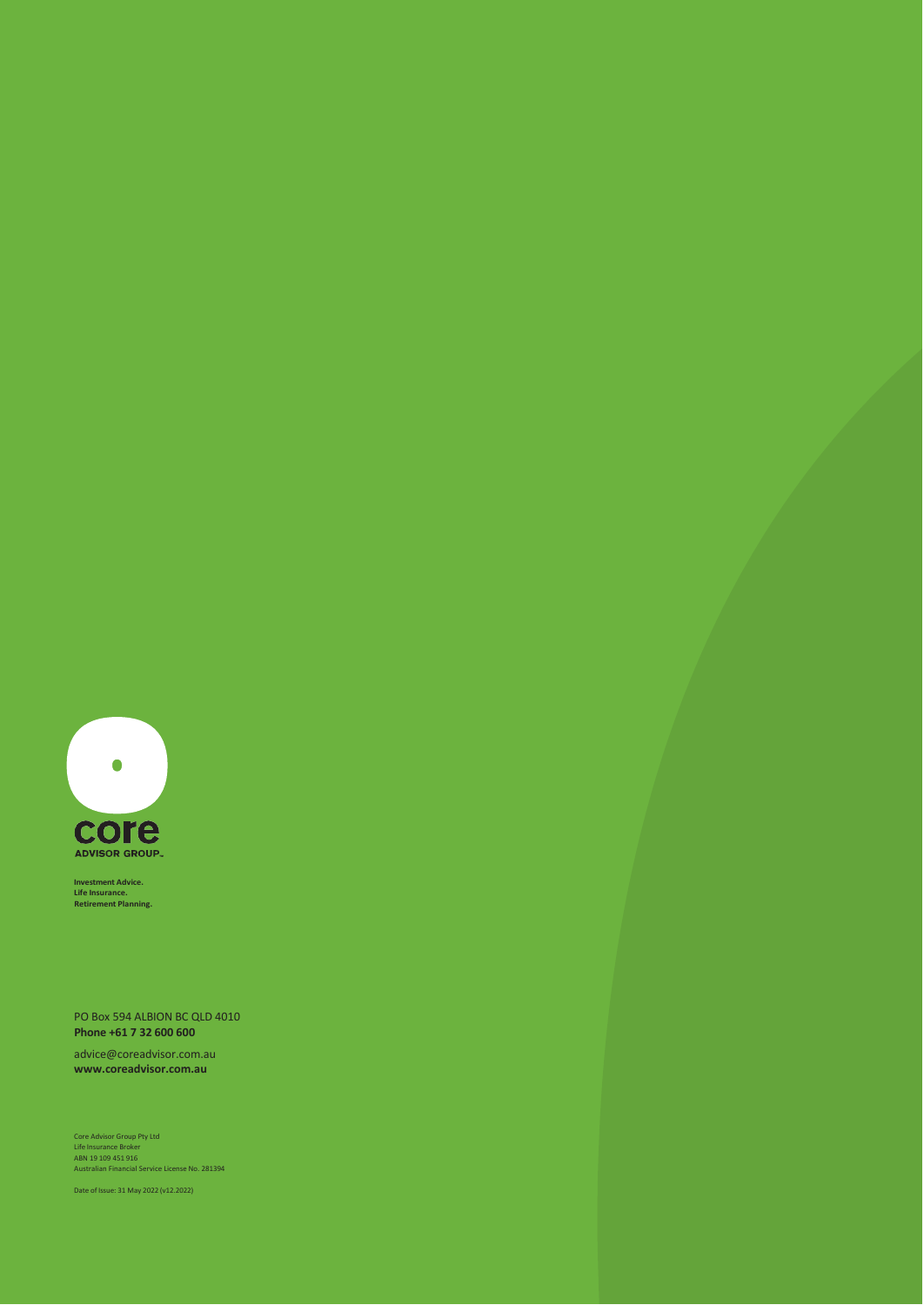core

ADVISOR GROUP.

**Investment Advice.**
**Life Insurance.**
**Retirement Planning.**

PO Box 594 ALBION BC QLD 4010
**Phone +61 7 32 600 600**

advice@coreadvisor.com.au
**www.coreadvisor.com.au**

Core Advisor Group Pty Ltd
Life Insurance Broker
ABN 19 109 451 916
Australian Financial Service License No. 281394

Date of Issue: 31 May 2022 (v12.2022)